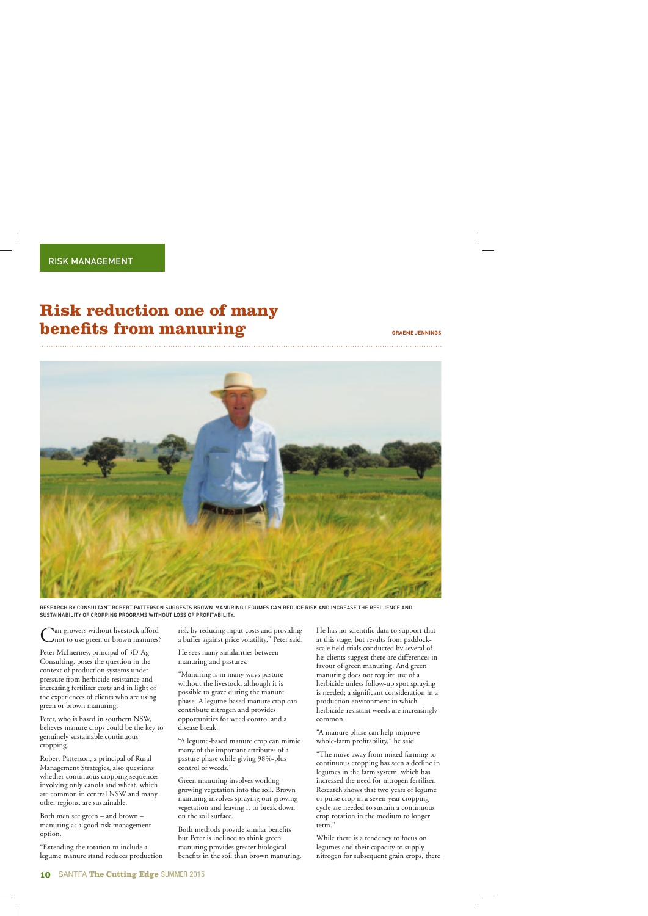RISK MANAGEMENT

# Risk reduction one of many benefits from manuring

**GRAEME JENNINGS**

RESEARCH BY CONSULTANT ROBERT PATTERSON SUGGESTS BROWN-MANURING LEGUMES CAN REDUCE RISK AND INCREASE THE RESILIENCE AND SUSTAINABILITY OF CROPPING PROGRAMS WITHOUT LOSS OF PROFITABILITY.

Can growers without livestock afford not to use green or brown manures?

Peter McInerney, principal of 3D-Ag Consulting, poses the question in the context of production systems under pressure from herbicide resistance and increasing fertiliser costs and in light of the experiences of clients who are using green or brown manuring.

Peter, who is based in southern NSW, believes manure crops could be the key to genuinely sustainable continuous cropping.

Robert Patterson, a principal of Rural Management Strategies, also questions whether continuous cropping sequences involving only canola and wheat, which are common in central NSW and many other regions, are sustainable.

Both men see green – and brown – manuring as a good risk management option.

"Extending the rotation to include a legume manure stand reduces production risk by reducing input costs and providing a buffer against price volatility," Peter said.

He sees many similarities between manuring and pastures.

"Manuring is in many ways pasture without the livestock, although it is possible to graze during the manure phase. A legume-based manure crop can contribute nitrogen and provides opportunities for weed control and a disease break.

"A legume-based manure crop can mimic many of the important attributes of a pasture phase while giving 98%-plus control of weeds."

Green manuring involves working growing vegetation into the soil. Brown manuring involves spraying out growing vegetation and leaving it to break down on the soil surface.

Both methods provide similar benefits but Peter is inclined to think green manuring provides greater biological benefits in the soil than brown manuring.

He has no scientific data to support that at this stage, but results from paddock-scale field trials conducted by several of his clients suggest there are differences in favour of green manuring. And green manuring does not require use of a herbicide unless follow-up spot spraying is needed; a significant consideration in a production environment in which herbicide-resistant weeds are increasingly common.

"A manure phase can help improve whole-farm profitability," he said.

"The move away from mixed farming to continuous cropping has seen a decline in legumes in the farm system, which has increased the need for nitrogen fertiliser. Research shows that two years of legume or pulse crop in a seven-year cropping cycle are needed to sustain a continuous crop rotation in the medium to longer term."

While there is a tendency to focus on legumes and their capacity to supply nitrogen for subsequent grain crops, there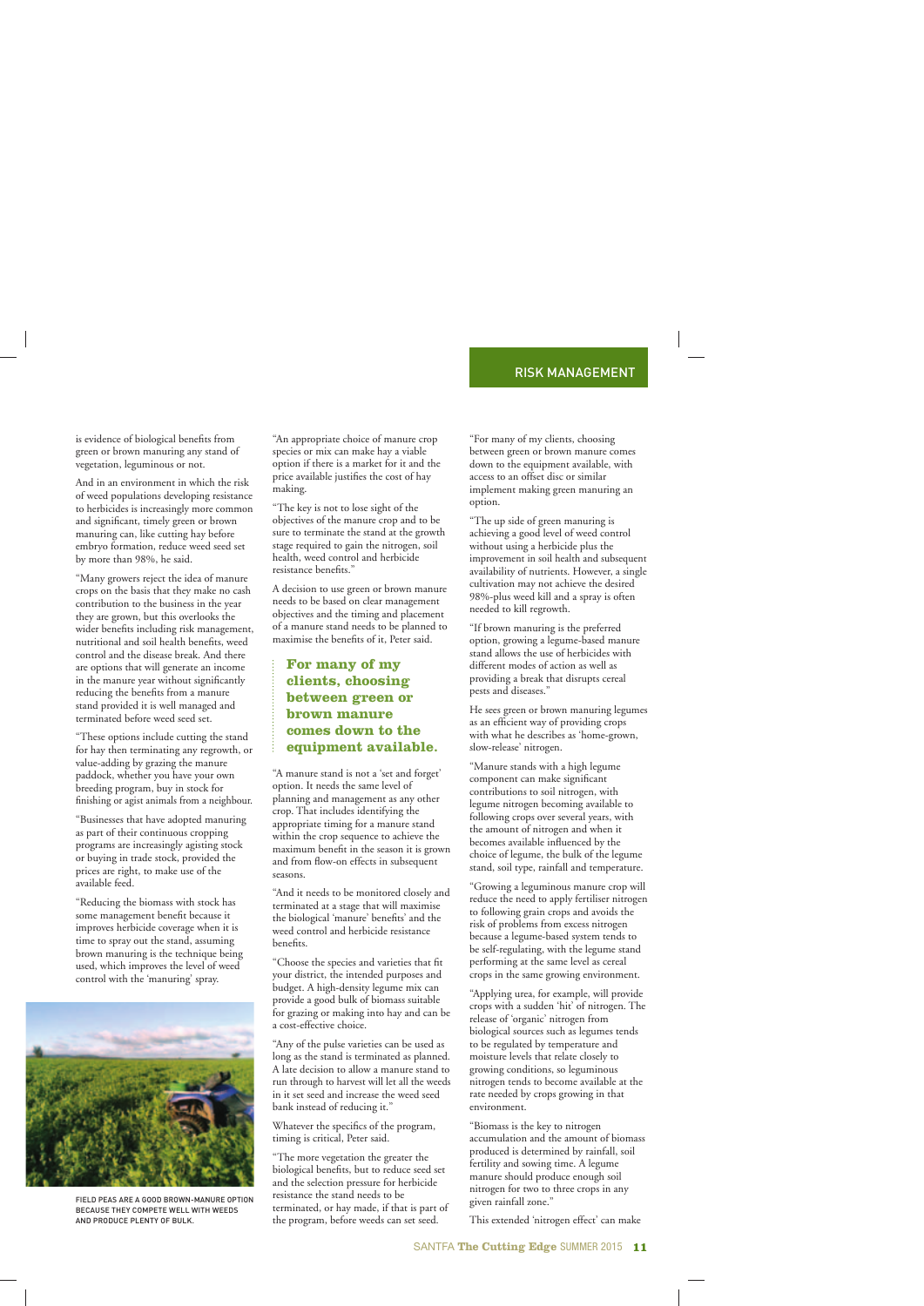is evidence of biological benefits from green or brown manuring any stand of vegetation, leguminous or not.

And in an environment in which the risk of weed populations developing resistance to herbicides is increasingly more common and significant, timely green or brown manuring can, like cutting hay before embryo formation, reduce weed seed set by more than 98%, he said.

"Many growers reject the idea of manure crops on the basis that they make no cash contribution to the business in the year they are grown, but this overlooks the wider benefits including risk management, nutritional and soil health benefits, weed control and the disease break. And there are options that will generate an income in the manure year without significantly reducing the benefits from a manure stand provided it is well managed and terminated before weed seed set.

"These options include cutting the stand for hay then terminating any regrowth, or value-adding by grazing the manure paddock, whether you have your own breeding program, buy in stock for finishing or agist animals from a neighbour.

"Businesses that have adopted manuring as part of their continuous cropping programs are increasingly agisting stock or buying in trade stock, provided the prices are right, to make use of the available feed.

"Reducing the biomass with stock has some management benefit because it improves herbicide coverage when it is time to spray out the stand, assuming brown manuring is the technique being used, which improves the level of weed control with the 'manuring' spray.

FIELD PEAS ARE A GOOD BROWN-MANURE OPTION BECAUSE THEY COMPETE WELL WITH WEEDS AND PRODUCE PLENTY OF BULK.

"An appropriate choice of manure crop species or mix can make hay a viable option if there is a market for it and the price available justifies the cost of hay making.

"The key is not to lose sight of the objectives of the manure crop and to be sure to terminate the stand at the growth stage required to gain the nitrogen, soil health, weed control and herbicide resistance benefits."

A decision to use green or brown manure needs to be based on clear management objectives and the timing and placement of a manure stand needs to be planned to maximise the benefits of it, Peter said.

> **For many of my clients, choosing between green or brown manure comes down to the equipment available.**

"A manure stand is not a 'set and forget' option. It needs the same level of planning and management as any other crop. That includes identifying the appropriate timing for a manure stand within the crop sequence to achieve the maximum benefit in the season it is grown and from flow-on effects in subsequent seasons.

"And it needs to be monitored closely and terminated at a stage that will maximise the biological 'manure' benefits' and the weed control and herbicide resistance benefits.

"Choose the species and varieties that fit your district, the intended purposes and budget. A high-density legume mix can provide a good bulk of biomass suitable for grazing or making into hay and can be a cost-effective choice.

"Any of the pulse varieties can be used as long as the stand is terminated as planned. A late decision to allow a manure stand to run through to harvest will let all the weeds in it set seed and increase the weed seed bank instead of reducing it."

Whatever the specifics of the program, timing is critical, Peter said.

"The more vegetation the greater the biological benefits, but to reduce seed set and the selection pressure for herbicide resistance the stand needs to be terminated, or hay made, if that is part of the program, before weeds can set seed.

"For many of my clients, choosing between green or brown manure comes down to the equipment available, with access to an offset disc or similar implement making green manuring an option.

"The up side of green manuring is achieving a good level of weed control without using a herbicide plus the improvement in soil health and subsequent availability of nutrients. However, a single cultivation may not achieve the desired 98%-plus weed kill and a spray is often needed to kill regrowth.

"If brown manuring is the preferred option, growing a legume-based manure stand allows the use of herbicides with different modes of action as well as providing a break that disrupts cereal pests and diseases."

He sees green or brown manuring legumes as an efficient way of providing crops with what he describes as 'home-grown, slow-release' nitrogen.

"Manure stands with a high legume component can make significant contributions to soil nitrogen, with legume nitrogen becoming available to following crops over several years, with the amount of nitrogen and when it becomes available influenced by the choice of legume, the bulk of the legume stand, soil type, rainfall and temperature.

"Growing a leguminous manure crop will reduce the need to apply fertiliser nitrogen to following grain crops and avoids the risk of problems from excess nitrogen because a legume-based system tends to be self-regulating, with the legume stand performing at the same level as cereal crops in the same growing environment.

"Applying urea, for example, will provide crops with a sudden 'hit' of nitrogen. The release of 'organic' nitrogen from biological sources such as legumes tends to be regulated by temperature and moisture levels that relate closely to growing conditions, so leguminous nitrogen tends to become available at the rate needed by crops growing in that environment.

"Biomass is the key to nitrogen accumulation and the amount of biomass produced is determined by rainfall, soil fertility and sowing time. A legume manure should produce enough soil nitrogen for two to three crops in any given rainfall zone."

This extended 'nitrogen effect' can make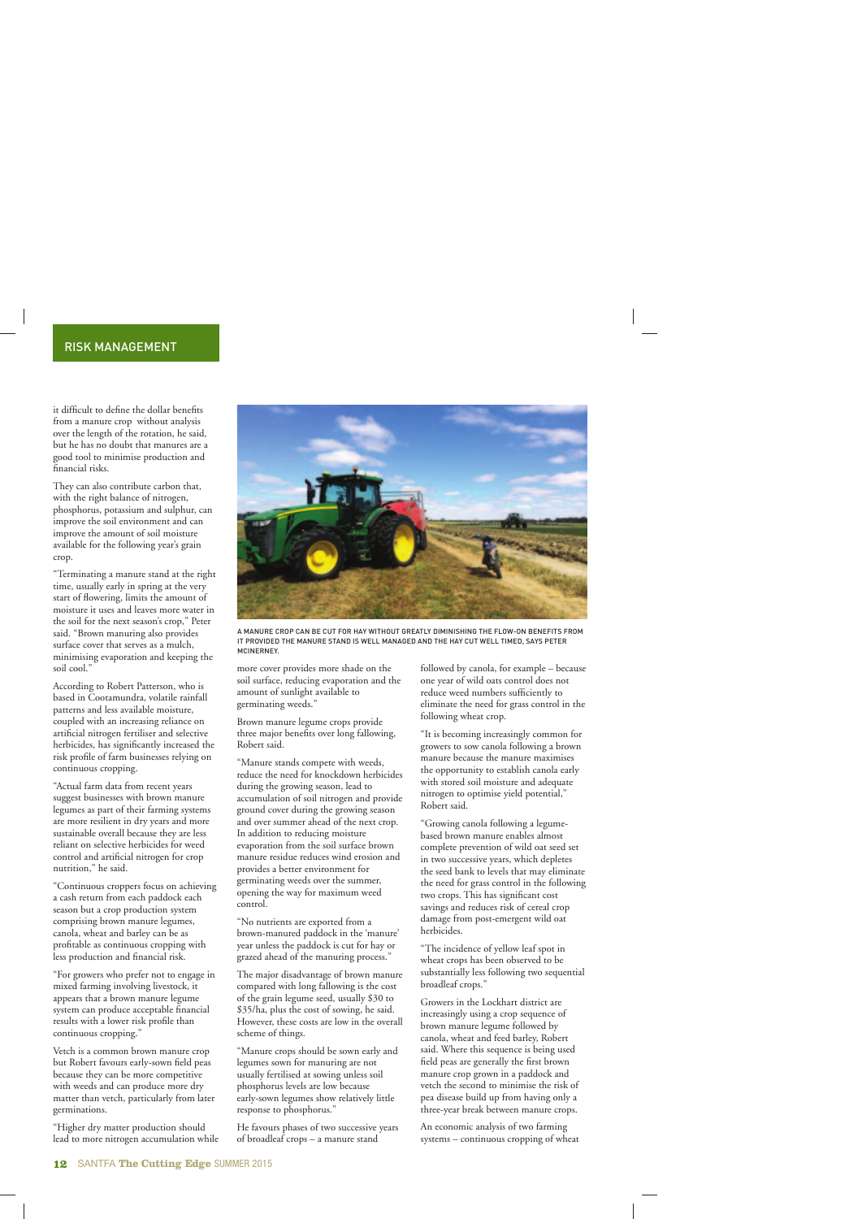## RISK MANAGEMENT

it difficult to define the dollar benefits from a manure crop without analysis over the length of the rotation, he said, but he has no doubt that manures are a good tool to minimise production and financial risks.

They can also contribute carbon that, with the right balance of nitrogen, phosphorus, potassium and sulphur, can improve the soil environment and can improve the amount of soil moisture available for the following year's grain crop.

"Terminating a manure stand at the right time, usually early in spring at the very start of flowering, limits the amount of moisture it uses and leaves more water in the soil for the next season's crop," Peter said. "Brown manuring also provides surface cover that serves as a mulch, minimising evaporation and keeping the soil cool."

According to Robert Patterson, who is based in Cootamundra, volatile rainfall patterns and less available moisture, coupled with an increasing reliance on artificial nitrogen fertiliser and selective herbicides, has significantly increased the risk profile of farm businesses relying on continuous cropping.

"Actual farm data from recent years suggest businesses with brown manure legumes as part of their farming systems are more resilient in dry years and more sustainable overall because they are less reliant on selective herbicides for weed control and artificial nitrogen for crop nutrition," he said.

"Continuous croppers focus on achieving a cash return from each paddock each season but a crop production system comprising brown manure legumes, canola, wheat and barley can be as profitable as continuous cropping with less production and financial risk.

"For growers who prefer not to engage in mixed farming involving livestock, it appears that a brown manure legume system can produce acceptable financial results with a lower risk profile than continuous cropping."

Vetch is a common brown manure crop but Robert favours early-sown field peas because they can be more competitive with weeds and can produce more dry matter than vetch, particularly from later germinations.

"Higher dry matter production should lead to more nitrogen accumulation while more cover provides more shade on the soil surface, reducing evaporation and the amount of sunlight available to germinating weeds."

A MANURE CROP CAN BE CUT FOR HAY WITHOUT GREATLY DIMINISHING THE FLOW-ON BENEFITS FROM IT PROVIDED THE MANURE STAND IS WELL MANAGED AND THE HAY CUT WELL TIMED, SAYS PETER MCINERNEY.

Brown manure legume crops provide three major benefits over long fallowing, Robert said.

"Manure stands compete with weeds, reduce the need for knockdown herbicides during the growing season, lead to accumulation of soil nitrogen and provide ground cover during the growing season and over summer ahead of the next crop. In addition to reducing moisture evaporation from the soil surface brown manure residue reduces wind erosion and provides a better environment for germinating weeds over the summer, opening the way for maximum weed control.

"No nutrients are exported from a brown-manured paddock in the 'manure' year unless the paddock is cut for hay or grazed ahead of the manuring process."

The major disadvantage of brown manure compared with long fallowing is the cost of the grain legume seed, usually $30 to $35/ha, plus the cost of sowing, he said. However, these costs are low in the overall scheme of things.

"Manure crops should be sown early and legumes sown for manuring are not usually fertilised at sowing unless soil phosphorus levels are low because early-sown legumes show relatively little response to phosphorus."

He favours phases of two successive years of broadleaf crops – a manure stand followed by canola, for example – because one year of wild oats control does not reduce weed numbers sufficiently to eliminate the need for grass control in the following wheat crop.

"It is becoming increasingly common for growers to sow canola following a brown manure because the manure maximises the opportunity to establish canola early with stored soil moisture and adequate nitrogen to optimise yield potential," Robert said.

"Growing canola following a legume-based brown manure enables almost complete prevention of wild oat seed set in two successive years, which depletes the seed bank to levels that may eliminate the need for grass control in the following two crops. This has significant cost savings and reduces risk of cereal crop damage from post-emergent wild oat herbicides.

"The incidence of yellow leaf spot in wheat crops has been observed to be substantially less following two sequential broadleaf crops."

Growers in the Lockhart district are increasingly using a crop sequence of brown manure legume followed by canola, wheat and feed barley, Robert said. Where this sequence is being used field peas are generally the first brown manure crop grown in a paddock and vetch the second to minimise the risk of pea disease build up from having only a three-year break between manure crops.

An economic analysis of two farming systems – continuous cropping of wheat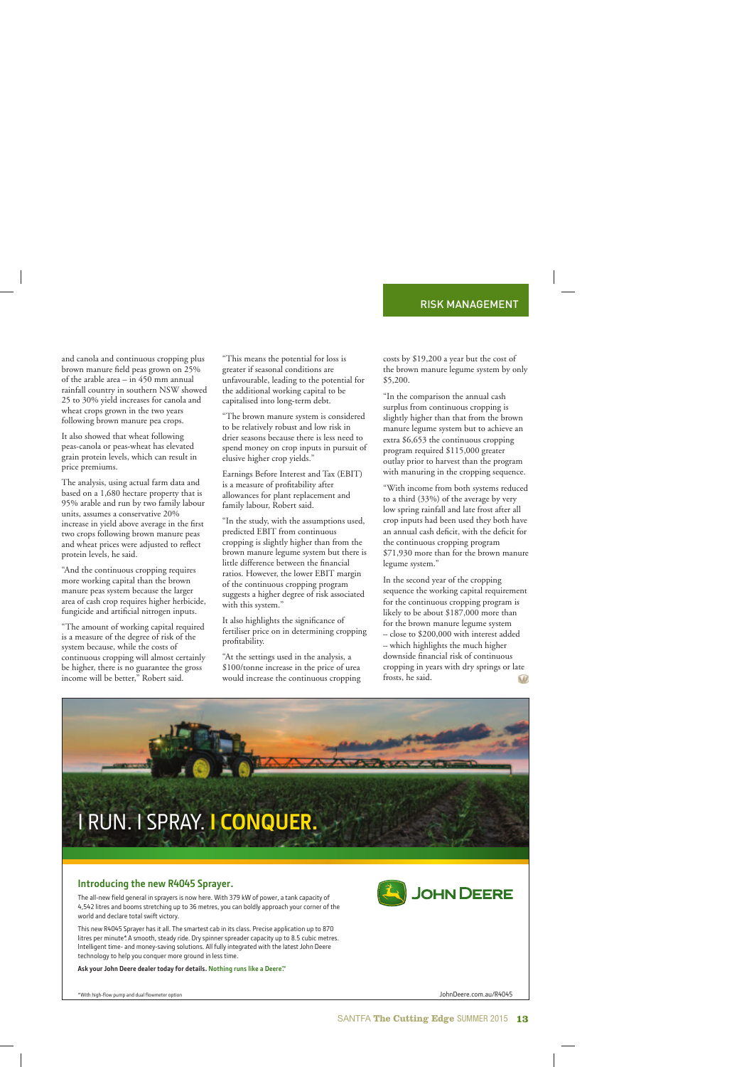## RISK MANAGEMENT

and canola and continuous cropping plus brown manure field peas grown on 25% of the arable area – in 450 mm annual rainfall country in southern NSW showed 25 to 30% yield increases for canola and wheat crops grown in the two years following brown manure pea crops.

It also showed that wheat following peas-canola or peas-wheat has elevated grain protein levels, which can result in price premiums.

The analysis, using actual farm data and based on a 1,680 hectare property that is 95% arable and run by two family labour units, assumes a conservative 20% increase in yield above average in the first two crops following brown manure peas and wheat prices were adjusted to reflect protein levels, he said.

"And the continuous cropping requires more working capital than the brown manure peas system because the larger area of cash crop requires higher herbicide, fungicide and artificial nitrogen inputs.

"The amount of working capital required is a measure of the degree of risk of the system because, while the costs of continuous cropping will almost certainly be higher, there is no guarantee the gross income will be better," Robert said.

"This means the potential for loss is greater if seasonal conditions are unfavourable, leading to the potential for the additional working capital to be capitalised into long-term debt.

"The brown manure system is considered to be relatively robust and low risk in drier seasons because there is less need to spend money on crop inputs in pursuit of elusive higher crop yields."

Earnings Before Interest and Tax (EBIT) is a measure of profitability after allowances for plant replacement and family labour, Robert said.

"In the study, with the assumptions used, predicted EBIT from continuous cropping is slightly higher than from the brown manure legume system but there is little difference between the financial ratios. However, the lower EBIT margin of the continuous cropping program suggests a higher degree of risk associated with this system."

It also highlights the significance of fertiliser price on in determining cropping profitability.

"At the settings used in the analysis, a $100/tonne increase in the price of urea would increase the continuous cropping costs by $19,200 a year but the cost of the brown manure legume system by only $5,200.

"In the comparison the annual cash surplus from continuous cropping is slightly higher than that from the brown manure legume system but to achieve an extra $6,653 the continuous cropping program required $115,000 greater outlay prior to harvest than the program with manuring in the cropping sequence.

"With income from both systems reduced to a third (33%) of the average by very low spring rainfall and late frost after all crop inputs had been used they both have an annual cash deficit, with the deficit for the continuous cropping program $71,930 more than for the brown manure legume system."

In the second year of the cropping sequence the working capital requirement for the continuous cropping program is likely to be about $187,000 more than for the brown manure legume system – close to $200,000 with interest added – which highlights the much higher downside financial risk of continuous cropping in years with dry springs or late frosts, he said.

I RUN. I SPRAY. **I CONQUER.**

### Introducing the new R4045 Sprayer.

The all-new field general in sprayers is now here. With 379 kW of power, a tank capacity of 4,542 litres and booms stretching up to 36 metres, you can boldly approach your corner of the world and declare total swift victory.

This new R4045 Sprayer has it all. The smartest cab in its class. Precise application up to 870 litres per minute*. A smooth, steady ride. Dry spinner spreader capacity up to 8.5 cubic metres. Intelligent time- and money-saving solutions. All fully integrated with the latest John Deere technology to help you conquer more ground in less time.

**Ask your John Deere dealer today for details. Nothing runs like a Deere.™**

JOHN DEERE

*With high-flow pump and dual flowmeter option

JohnDeere.com.au/R4045